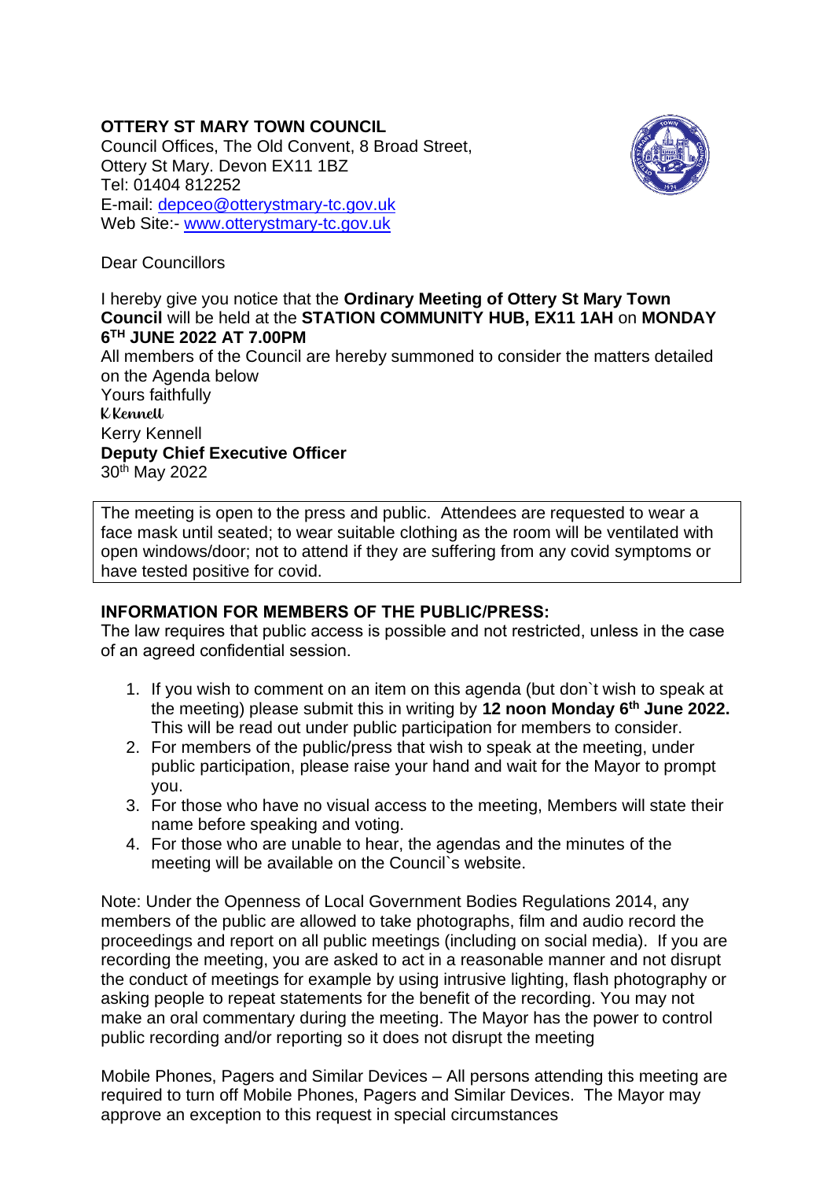**OTTERY ST MARY TOWN COUNCIL**
Council Offices, The Old Convent, 8 Broad Street,
Ottery St Mary. Devon EX11 1BZ
Tel: 01404 812252
E-mail: depceo@otterystmary-tc.gov.uk
Web Site:- www.otterystmary-tc.gov.uk

Dear Councillors

I hereby give you notice that the **Ordinary Meeting of Ottery St Mary Town Council** will be held at the **STATION COMMUNITY HUB, EX11 1AH** on **MONDAY 6TH JUNE 2022 AT 7.00PM**
All members of the Council are hereby summoned to consider the matters detailed on the Agenda below
Yours faithfully
K Kennell
Kerry Kennell
**Deputy Chief Executive Officer**
30th May 2022

The meeting is open to the press and public. Attendees are requested to wear a face mask until seated; to wear suitable clothing as the room will be ventilated with open windows/door; not to attend if they are suffering from any covid symptoms or have tested positive for covid.

**INFORMATION FOR MEMBERS OF THE PUBLIC/PRESS:**
The law requires that public access is possible and not restricted, unless in the case of an agreed confidential session.

1. If you wish to comment on an item on this agenda (but don`t wish to speak at the meeting) please submit this in writing by **12 noon Monday 6th June 2022.** This will be read out under public participation for members to consider.
2. For members of the public/press that wish to speak at the meeting, under public participation, please raise your hand and wait for the Mayor to prompt you.
3. For those who have no visual access to the meeting, Members will state their name before speaking and voting.
4. For those who are unable to hear, the agendas and the minutes of the meeting will be available on the Council`s website.

Note: Under the Openness of Local Government Bodies Regulations 2014, any members of the public are allowed to take photographs, film and audio record the proceedings and report on all public meetings (including on social media). If you are recording the meeting, you are asked to act in a reasonable manner and not disrupt the conduct of meetings for example by using intrusive lighting, flash photography or asking people to repeat statements for the benefit of the recording. You may not make an oral commentary during the meeting. The Mayor has the power to control public recording and/or reporting so it does not disrupt the meeting

Mobile Phones, Pagers and Similar Devices – All persons attending this meeting are required to turn off Mobile Phones, Pagers and Similar Devices. The Mayor may approve an exception to this request in special circumstances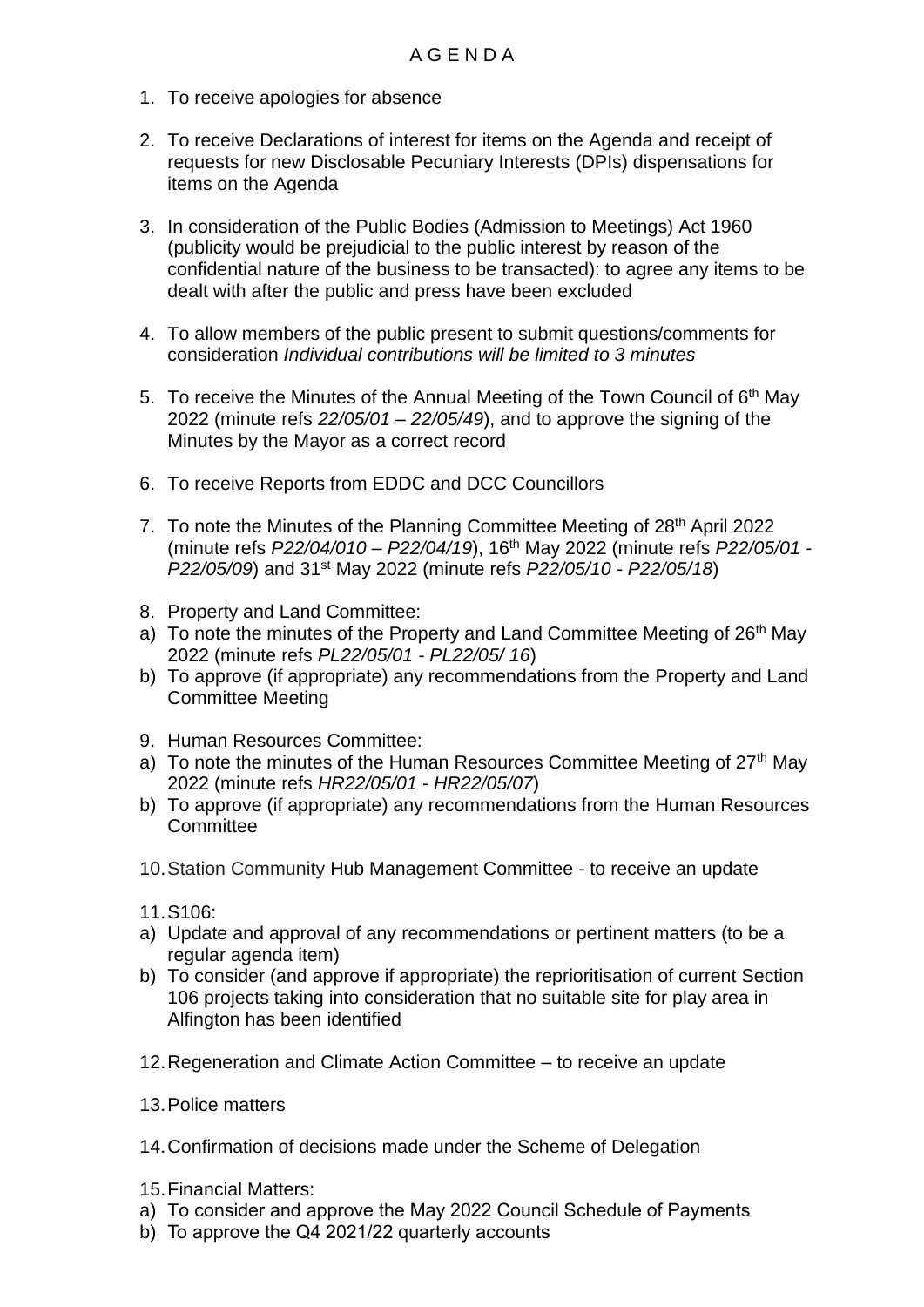# A G E N D A

1. To receive apologies for absence

2. To receive Declarations of interest for items on the Agenda and receipt of requests for new Disclosable Pecuniary Interests (DPIs) dispensations for items on the Agenda

3. In consideration of the Public Bodies (Admission to Meetings) Act 1960 (publicity would be prejudicial to the public interest by reason of the confidential nature of the business to be transacted): to agree any items to be dealt with after the public and press have been excluded

4. To allow members of the public present to submit questions/comments for consideration *Individual contributions will be limited to 3 minutes*

5. To receive the Minutes of the Annual Meeting of the Town Council of 6th May 2022 (minute refs *22/05/01 – 22/05/49*), and to approve the signing of the Minutes by the Mayor as a correct record

6. To receive Reports from EDDC and DCC Councillors

7. To note the Minutes of the Planning Committee Meeting of 28th April 2022 (minute refs *P22/04/010 – P22/04/19*), 16th May 2022 (minute refs *P22/05/01 - P22/05/09*) and 31st May 2022 (minute refs *P22/05/10 - P22/05/18*)

8. Property and Land Committee:
   a) To note the minutes of the Property and Land Committee Meeting of 26th May 2022 (minute refs *PL22/05/01 - PL22/05/ 16*)
   b) To approve (if appropriate) any recommendations from the Property and Land Committee Meeting

9. Human Resources Committee:
   a) To note the minutes of the Human Resources Committee Meeting of 27th May 2022 (minute refs *HR22/05/01 - HR22/05/07*)
   b) To approve (if appropriate) any recommendations from the Human Resources Committee

10. Station Community Hub Management Committee - to receive an update

11. S106:
    a) Update and approval of any recommendations or pertinent matters (to be a regular agenda item)
    b) To consider (and approve if appropriate) the reprioritisation of current Section 106 projects taking into consideration that no suitable site for play area in Alfington has been identified

12. Regeneration and Climate Action Committee – to receive an update

13. Police matters

14. Confirmation of decisions made under the Scheme of Delegation

15. Financial Matters:
    a) To consider and approve the May 2022 Council Schedule of Payments
    b) To approve the Q4 2021/22 quarterly accounts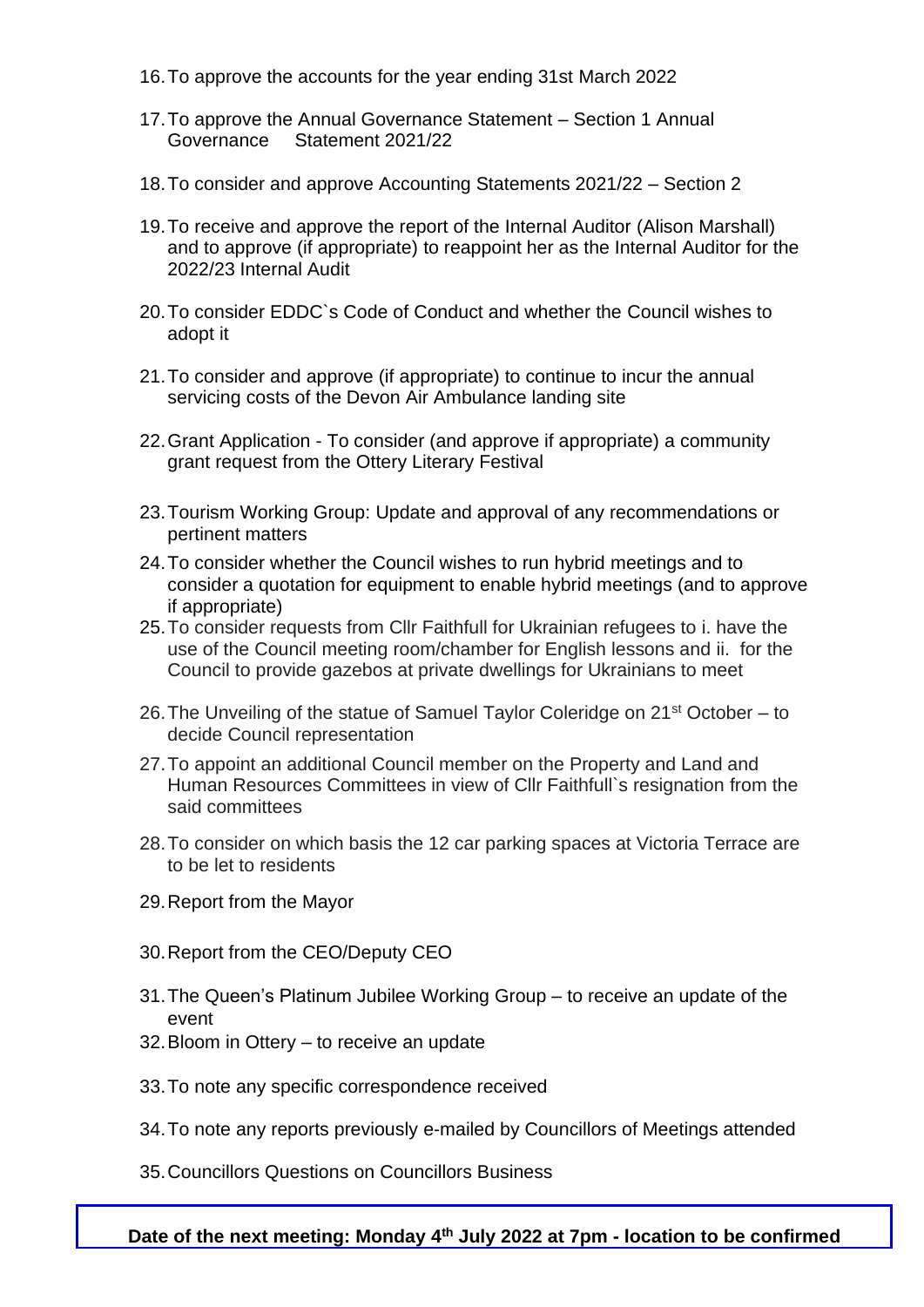16. To approve the accounts for the year ending 31st March 2022

17. To approve the Annual Governance Statement – Section 1 Annual Governance Statement 2021/22

18. To consider and approve Accounting Statements 2021/22 – Section 2

19. To receive and approve the report of the Internal Auditor (Alison Marshall) and to approve (if appropriate) to reappoint her as the Internal Auditor for the 2022/23 Internal Audit

20. To consider EDDC`s Code of Conduct and whether the Council wishes to adopt it

21. To consider and approve (if appropriate) to continue to incur the annual servicing costs of the Devon Air Ambulance landing site

22. Grant Application - To consider (and approve if appropriate) a community grant request from the Ottery Literary Festival

23. Tourism Working Group: Update and approval of any recommendations or pertinent matters

24. To consider whether the Council wishes to run hybrid meetings and to consider a quotation for equipment to enable hybrid meetings (and to approve if appropriate)

25. To consider requests from Cllr Faithfull for Ukrainian refugees to i. have the use of the Council meeting room/chamber for English lessons and ii. for the Council to provide gazebos at private dwellings for Ukrainians to meet

26. The Unveiling of the statue of Samuel Taylor Coleridge on 21st October – to decide Council representation

27. To appoint an additional Council member on the Property and Land and Human Resources Committees in view of Cllr Faithfull`s resignation from the said committees

28. To consider on which basis the 12 car parking spaces at Victoria Terrace are to be let to residents

29. Report from the Mayor

30. Report from the CEO/Deputy CEO

31. The Queen's Platinum Jubilee Working Group – to receive an update of the event

32. Bloom in Ottery – to receive an update

33. To note any specific correspondence received

34. To note any reports previously e-mailed by Councillors of Meetings attended

35. Councillors Questions on Councillors Business

**Date of the next meeting: Monday 4th July 2022 at 7pm - location to be confirmed**